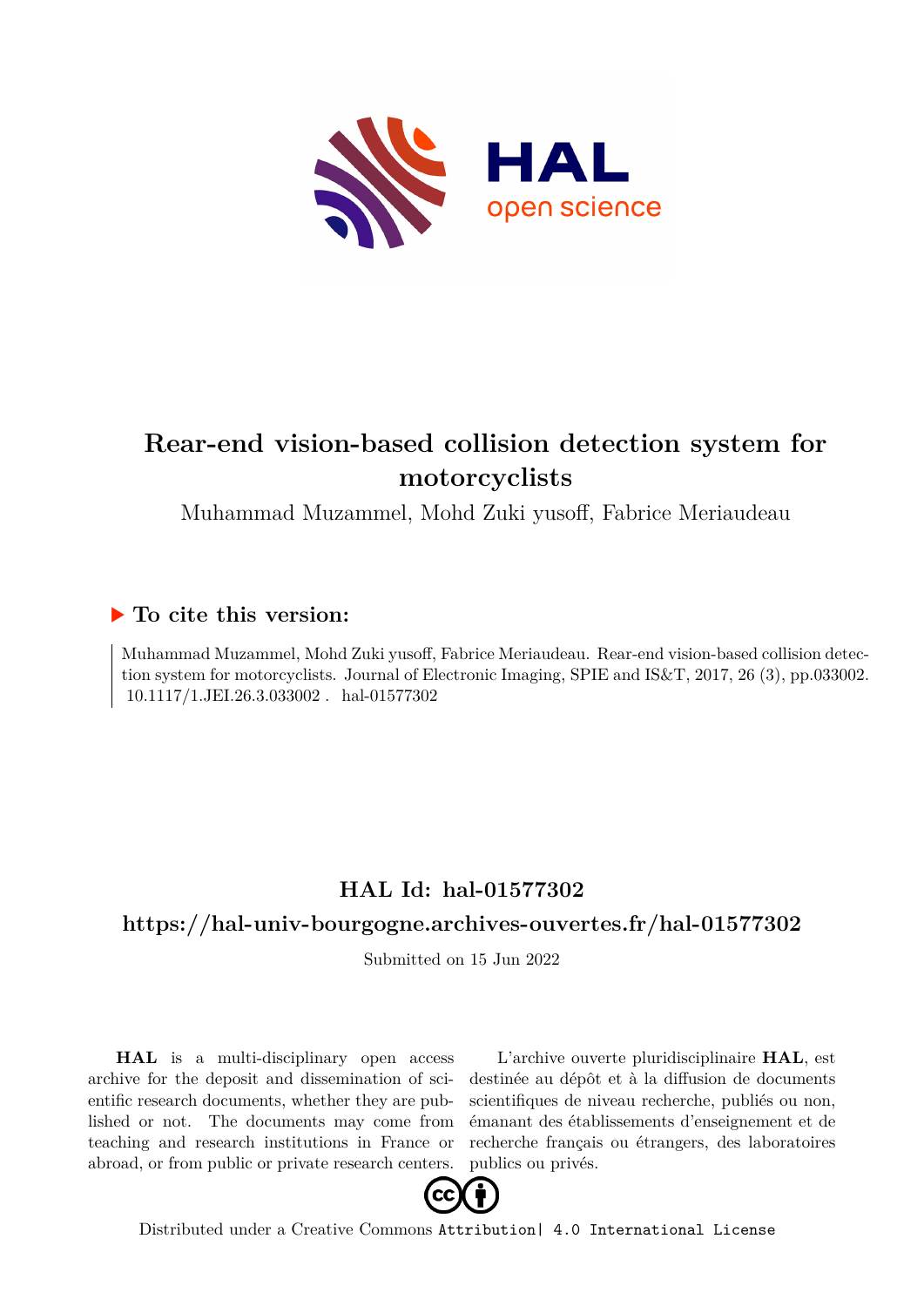# Rear-end vision-based collision detection system for motorcyclists

Muhammad Muzammel, Mohd Zuki yusoff, Fabrice Meriaudeau

## To cite this version:

Muhammad Muzammel, Mohd Zuki yusoff, Fabrice Meriaudeau. Rear-end vision-based collision detection system for motorcyclists. Journal of Electronic Imaging, SPIE and IS&T, 2017, 26 (3), pp.033002. 10.1117/1.JEI.26.3.033002 . hal-01577302

## HAL Id: hal-01577302

## https://hal-univ-bourgogne.archives-ouvertes.fr/hal-01577302

Submitted on 15 Jun 2022

**HAL** is a multi-disciplinary open access archive for the deposit and dissemination of scientific research documents, whether they are published or not. The documents may come from teaching and research institutions in France or abroad, or from public or private research centers.

L'archive ouverte pluridisciplinaire **HAL**, est destinée au dépôt et à la diffusion de documents scientifiques de niveau recherche, publiés ou non, émanant des établissements d'enseignement et de recherche français ou étrangers, des laboratoires publics ou privés.

Distributed under a Creative Commons Attribution| 4.0 International License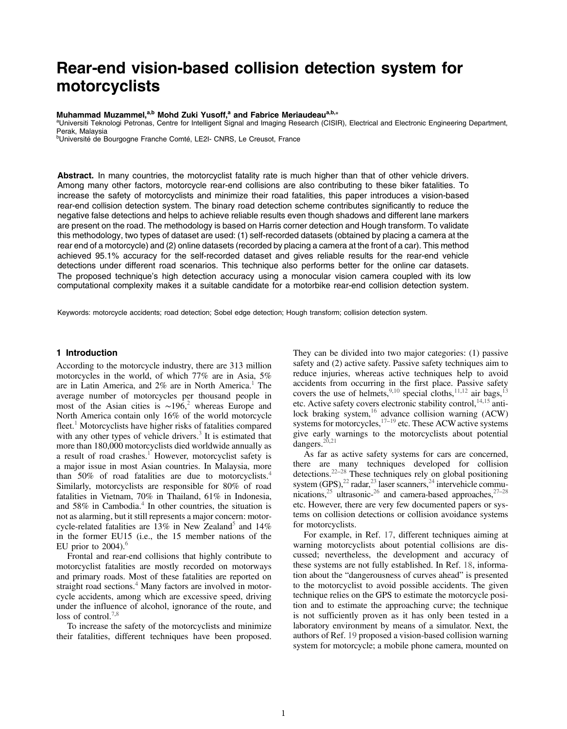# Rear-end vision-based collision detection system for motorcyclists

**Muhammad Muzammel,[a,b] Mohd Zuki Yusoff,[a] and Fabrice Meriaudeau[a,b,*]**

[a]Universiti Teknologi Petronas, Centre for Intelligent Signal and Imaging Research (CISIR), Electrical and Electronic Engineering Department, Perak, Malaysia

[b]Université de Bourgogne Franche Comté, LE2I- CNRS, Le Creusot, France

**Abstract.** In many countries, the motorcyclist fatality rate is much higher than that of other vehicle drivers. Among many other factors, motorcycle rear-end collisions are also contributing to these biker fatalities. To increase the safety of motorcyclists and minimize their road fatalities, this paper introduces a vision-based rear-end collision detection system. The binary road detection scheme contributes significantly to reduce the negative false detections and helps to achieve reliable results even though shadows and different lane markers are present on the road. The methodology is based on Harris corner detection and Hough transform. To validate this methodology, two types of dataset are used: (1) self-recorded datasets (obtained by placing a camera at the rear end of a motorcycle) and (2) online datasets (recorded by placing a camera at the front of a car). This method achieved 95.1% accuracy for the self-recorded dataset and gives reliable results for the rear-end vehicle detections under different road scenarios. This technique also performs better for the online car datasets. The proposed technique's high detection accuracy using a monocular vision camera coupled with its low computational complexity makes it a suitable candidate for a motorbike rear-end collision detection system.

Keywords: motorcycle accidents; road detection; Sobel edge detection; Hough transform; collision detection system.

## 1 Introduction

According to the motorcycle industry, there are 313 million motorcycles in the world, of which 77% are in Asia, 5% are in Latin America, and 2% are in North America.[1] The average number of motorcycles per thousand people in most of the Asian cities is ∼196,[2] whereas Europe and North America contain only 16% of the world motorcycle fleet.[1] Motorcyclists have higher risks of fatalities compared with any other types of vehicle drivers.[3] It is estimated that more than 180,000 motorcyclists died worldwide annually as a result of road crashes.[1] However, motorcyclist safety is a major issue in most Asian countries. In Malaysia, more than 50% of road fatalities are due to motorcyclists.[4] Similarly, motorcyclists are responsible for 80% of road fatalities in Vietnam, 70% in Thailand, 61% in Indonesia, and 58% in Cambodia.[4] In other countries, the situation is not as alarming, but it still represents a major concern: motorcycle-related fatalities are 13% in New Zealand[5] and 14% in the former EU15 (i.e., the 15 member nations of the EU prior to 2004).[6]

Frontal and rear-end collisions that highly contribute to motorcyclist fatalities are mostly recorded on motorways and primary roads. Most of these fatalities are reported on straight road sections.[4] Many factors are involved in motorcycle accidents, among which are excessive speed, driving under the influence of alcohol, ignorance of the route, and loss of control.[7,8]

To increase the safety of the motorcyclists and minimize their fatalities, different techniques have been proposed. They can be divided into two major categories: (1) passive safety and (2) active safety. Passive safety techniques aim to reduce injuries, whereas active techniques help to avoid accidents from occurring in the first place. Passive safety covers the use of helmets,[9,10] special cloths,[11,12] air bags,[13] etc. Active safety covers electronic stability control,[14,15] antilock braking system,[16] advance collision warning (ACW) systems for motorcycles,[17–19] etc. These ACW active systems give early warnings to the motorcyclists about potential dangers.[20,21]

As far as active safety systems for cars are concerned, there are many techniques developed for collision detections.[22–28] These techniques rely on global positioning system (GPS),[22] radar,[23] laser scanners,[24] intervehicle communications,[25] ultrasonic-[26] and camera-based approaches,[27–28] etc. However, there are very few documented papers or systems on collision detections or collision avoidance systems for motorcyclists.

For example, in Ref. 17, different techniques aiming at warning motorcyclists about potential collisions are discussed; nevertheless, the development and accuracy of these systems are not fully established. In Ref. 18, information about the "dangerousness of curves ahead" is presented to the motorcyclist to avoid possible accidents. The given technique relies on the GPS to estimate the motorcycle position and to estimate the approaching curve; the technique is not sufficiently proven as it has only been tested in a laboratory environment by means of a simulator. Next, the authors of Ref. 19 proposed a vision-based collision warning system for motorcycle; a mobile phone camera, mounted on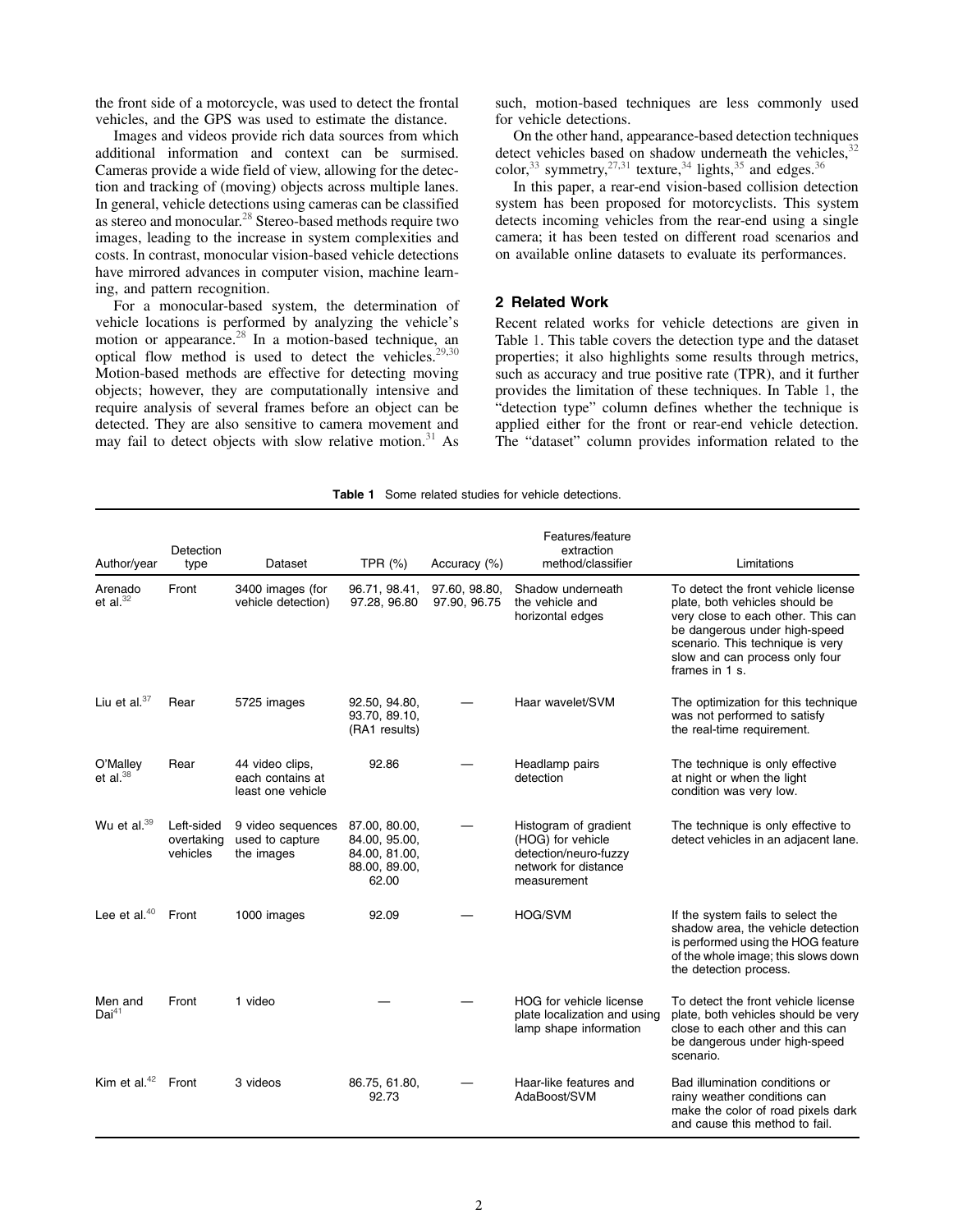the front side of a motorcycle, was used to detect the frontal vehicles, and the GPS was used to estimate the distance.

Images and videos provide rich data sources from which additional information and context can be surmised. Cameras provide a wide field of view, allowing for the detection and tracking of (moving) objects across multiple lanes. In general, vehicle detections using cameras can be classified as stereo and monocular.[28] Stereo-based methods require two images, leading to the increase in system complexities and costs. In contrast, monocular vision-based vehicle detections have mirrored advances in computer vision, machine learning, and pattern recognition.

For a monocular-based system, the determination of vehicle locations is performed by analyzing the vehicle's motion or appearance.[28] In a motion-based technique, an optical flow method is used to detect the vehicles.[29,30] Motion-based methods are effective for detecting moving objects; however, they are computationally intensive and require analysis of several frames before an object can be detected. They are also sensitive to camera movement and may fail to detect objects with slow relative motion.[31] As such, motion-based techniques are less commonly used for vehicle detections.

On the other hand, appearance-based detection techniques detect vehicles based on shadow underneath the vehicles,[32] color,[33] symmetry,[27,31] texture,[34] lights,[35] and edges.[36]

In this paper, a rear-end vision-based collision detection system has been proposed for motorcyclists. This system detects incoming vehicles from the rear-end using a single camera; it has been tested on different road scenarios and on available online datasets to evaluate its performances.

## 2 Related Work

Recent related works for vehicle detections are given in Table 1. This table covers the detection type and the dataset properties; it also highlights some results through metrics, such as accuracy and true positive rate (TPR), and it further provides the limitation of these techniques. In Table 1, the "detection type" column defines whether the technique is applied either for the front or rear-end vehicle detection. The "dataset" column provides information related to the

**Table 1** Some related studies for vehicle detections.

| Author/year | Detection type | Dataset | TPR (%) | Accuracy (%) | Features/feature extraction method/classifier | Limitations |
|---|---|---|---|---|---|---|
| Arenado et al.[32] | Front | 3400 images (for vehicle detection) | 96.71, 98.41, 97.28, 96.80 | 97.60, 98.80, 97.90, 96.75 | Shadow underneath the vehicle and horizontal edges | To detect the front vehicle license plate, both vehicles should be very close to each other. This can be dangerous under high-speed scenario. This technique is very slow and can process only four frames in 1 s. |
| Liu et al.[37] | Rear | 5725 images | 92.50, 94.80, 93.70, 89.10, (RA1 results) | — | Haar wavelet/SVM | The optimization for this technique was not performed to satisfy the real-time requirement. |
| O'Malley et al.[38] | Rear | 44 video clips, each contains at least one vehicle | 92.86 | — | Headlamp pairs detection | The technique is only effective at night or when the light condition was very low. |
| Wu et al.[39] | Left-sided overtaking vehicles | 9 video sequences used to capture the images | 87.00, 80.00, 84.00, 95.00, 84.00, 81.00, 88.00, 89.00, 62.00 | — | Histogram of gradient (HOG) for vehicle detection/neuro-fuzzy network for distance measurement | The technique is only effective to detect vehicles in an adjacent lane. |
| Lee et al.[40] | Front | 1000 images | 92.09 | — | HOG/SVM | If the system fails to select the shadow area, the vehicle detection is performed using the HOG feature of the whole image; this slows down the detection process. |
| Men and Dai[41] | Front | 1 video | — | — | HOG for vehicle license plate localization and using lamp shape information | To detect the front vehicle license plate, both vehicles should be very close to each other and this can be dangerous under high-speed scenario. |
| Kim et al.[42] | Front | 3 videos | 86.75, 61.80, 92.73 | — | Haar-like features and AdaBoost/SVM | Bad illumination conditions or rainy weather conditions can make the color of road pixels dark and cause this method to fail. |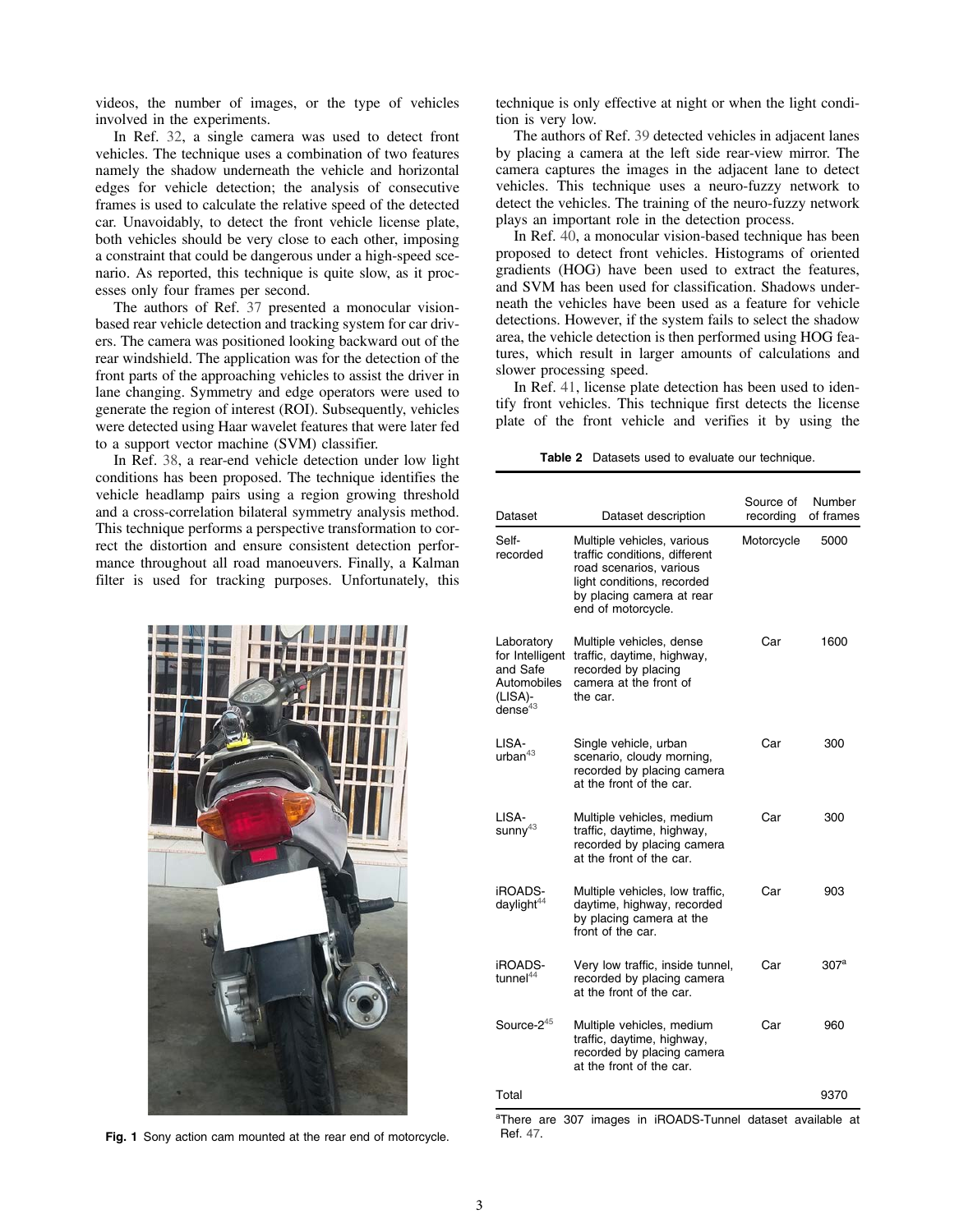videos, the number of images, or the type of vehicles involved in the experiments.

In Ref. 32, a single camera was used to detect front vehicles. The technique uses a combination of two features namely the shadow underneath the vehicle and horizontal edges for vehicle detection; the analysis of consecutive frames is used to calculate the relative speed of the detected car. Unavoidably, to detect the front vehicle license plate, both vehicles should be very close to each other, imposing a constraint that could be dangerous under a high-speed scenario. As reported, this technique is quite slow, as it processes only four frames per second.

The authors of Ref. 37 presented a monocular vision-based rear vehicle detection and tracking system for car drivers. The camera was positioned looking backward out of the rear windshield. The application was for the detection of the front parts of the approaching vehicles to assist the driver in lane changing. Symmetry and edge operators were used to generate the region of interest (ROI). Subsequently, vehicles were detected using Haar wavelet features that were later fed to a support vector machine (SVM) classifier.

In Ref. 38, a rear-end vehicle detection under low light conditions has been proposed. The technique identifies the vehicle headlamp pairs using a region growing threshold and a cross-correlation bilateral symmetry analysis method. This technique performs a perspective transformation to correct the distortion and ensure consistent detection performance throughout all road manoeuvers. Finally, a Kalman filter is used for tracking purposes. Unfortunately, this technique is only effective at night or when the light condition is very low.

The authors of Ref. 39 detected vehicles in adjacent lanes by placing a camera at the left side rear-view mirror. The camera captures the images in the adjacent lane to detect vehicles. This technique uses a neuro-fuzzy network to detect the vehicles. The training of the neuro-fuzzy network plays an important role in the detection process.

In Ref. 40, a monocular vision-based technique has been proposed to detect front vehicles. Histograms of oriented gradients (HOG) have been used to extract the features, and SVM has been used for classification. Shadows underneath the vehicles have been used as a feature for vehicle detections. However, if the system fails to select the shadow area, the vehicle detection is then performed using HOG features, which result in larger amounts of calculations and slower processing speed.

In Ref. 41, license plate detection has been used to identify front vehicles. This technique first detects the license plate of the front vehicle and verifies it by using the

Fig. 1 Sony action cam mounted at the rear end of motorcycle.

**Table 2** Datasets used to evaluate our technique.

| Dataset | Dataset description | Source of recording | Number of frames |
|---|---|---|---|
| Self-recorded | Multiple vehicles, various traffic conditions, different road scenarios, various light conditions, recorded by placing camera at rear end of motorcycle. | Motorcycle | 5000 |
| Laboratory for Intelligent and Safe Automobiles (LISA)-dense[43] | Multiple vehicles, dense traffic, daytime, highway, recorded by placing camera at the front of the car. | Car | 1600 |
| LISA-urban[43] | Single vehicle, urban scenario, cloudy morning, recorded by placing camera at the front of the car. | Car | 300 |
| LISA-sunny[43] | Multiple vehicles, medium traffic, daytime, highway, recorded by placing camera at the front of the car. | Car | 300 |
| iROADS-daylight[44] | Multiple vehicles, low traffic, daytime, highway, recorded by placing camera at the front of the car. | Car | 903 |
| iROADS-tunnel[44] | Very low traffic, inside tunnel, recorded by placing camera at the front of the car. | Car | 307[a] |
| Source-2[45] | Multiple vehicles, medium traffic, daytime, highway, recorded by placing camera at the front of the car. | Car | 960 |
| Total | | | 9370 |

[a]There are 307 images in iROADS-Tunnel dataset available at Ref. 47.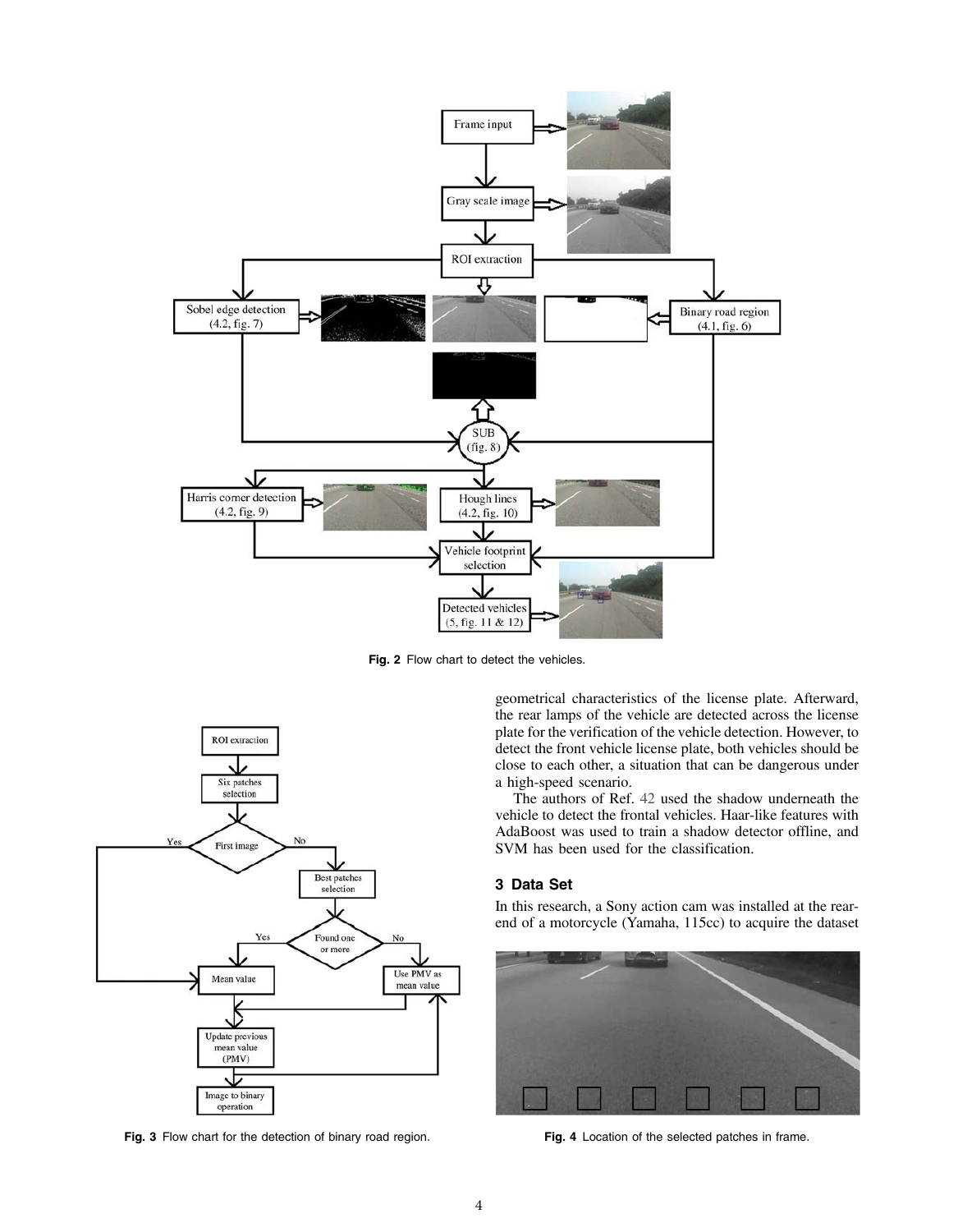Fig. 2 Flow chart to detect the vehicles.

Fig. 3 Flow chart for the detection of binary road region.

geometrical characteristics of the license plate. Afterward, the rear lamps of the vehicle are detected across the license plate for the verification of the vehicle detection. However, to detect the front vehicle license plate, both vehicles should be close to each other, a situation that can be dangerous under a high-speed scenario.

The authors of Ref. 42 used the shadow underneath the vehicle to detect the frontal vehicles. Haar-like features with AdaBoost was used to train a shadow detector offline, and SVM has been used for the classification.

## 3 Data Set

In this research, a Sony action cam was installed at the rear-end of a motorcycle (Yamaha, 115cc) to acquire the dataset

Fig. 4 Location of the selected patches in frame.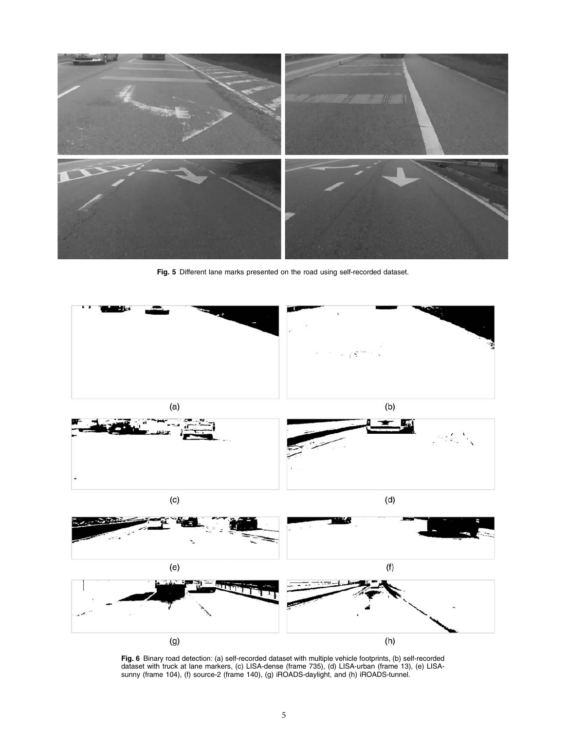**Fig. 5** Different lane marks presented on the road using self-recorded dataset.

(a)

(b)

(c)

(d)

(e)

(f)

(g)

(h)

**Fig. 6** Binary road detection: (a) self-recorded dataset with multiple vehicle footprints, (b) self-recorded dataset with truck at lane markers, (c) LISA-dense (frame 735), (d) LISA-urban (frame 13), (e) LISA-sunny (frame 104), (f) source-2 (frame 140), (g) iROADS-daylight, and (h) iROADS-tunnel.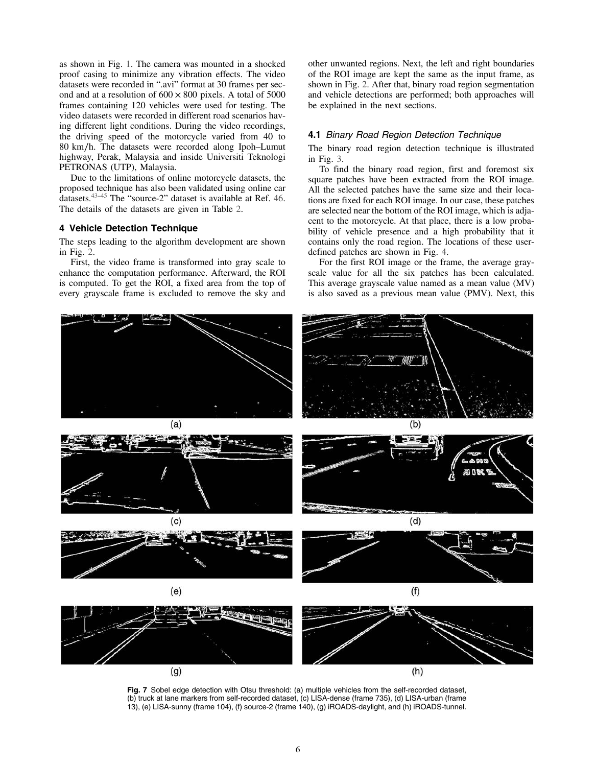as shown in Fig. 1. The camera was mounted in a shocked proof casing to minimize any vibration effects. The video datasets were recorded in ".avi" format at 30 frames per second and at a resolution of $600 \times 800$ pixels. A total of 5000 frames containing 120 vehicles were used for testing. The video datasets were recorded in different road scenarios having different light conditions. During the video recordings, the driving speed of the motorcycle varied from 40 to 80 km/h. The datasets were recorded along Ipoh–Lumut highway, Perak, Malaysia and inside Universiti Teknologi PETRONAS (UTP), Malaysia.

Due to the limitations of online motorcycle datasets, the proposed technique has also been validated using online car datasets.[43–45] The "source-2" dataset is available at Ref. 46. The details of the datasets are given in Table 2.

## 4 Vehicle Detection Technique

The steps leading to the algorithm development are shown in Fig. 2.

First, the video frame is transformed into gray scale to enhance the computation performance. Afterward, the ROI is computed. To get the ROI, a fixed area from the top of every grayscale frame is excluded to remove the sky and other unwanted regions. Next, the left and right boundaries of the ROI image are kept the same as the input frame, as shown in Fig. 2. After that, binary road region segmentation and vehicle detections are performed; both approaches will be explained in the next sections.

### 4.1 *Binary Road Region Detection Technique*

The binary road region detection technique is illustrated in Fig. 3.

To find the binary road region, first and foremost six square patches have been extracted from the ROI image. All the selected patches have the same size and their locations are fixed for each ROI image. In our case, these patches are selected near the bottom of the ROI image, which is adjacent to the motorcycle. At that place, there is a low probability of vehicle presence and a high probability that it contains only the road region. The locations of these user-defined patches are shown in Fig. 4.

For the first ROI image or the frame, the average grayscale value for all the six patches has been calculated. This average grayscale value named as a mean value (MV) is also saved as a previous mean value (PMV). Next, this

**Fig. 7** Sobel edge detection with Otsu threshold: (a) multiple vehicles from the self-recorded dataset, (b) truck at lane markers from self-recorded dataset, (c) LISA-dense (frame 735), (d) LISA-urban (frame 13), (e) LISA-sunny (frame 104), (f) source-2 (frame 140), (g) iROADS-daylight, and (h) iROADS-tunnel.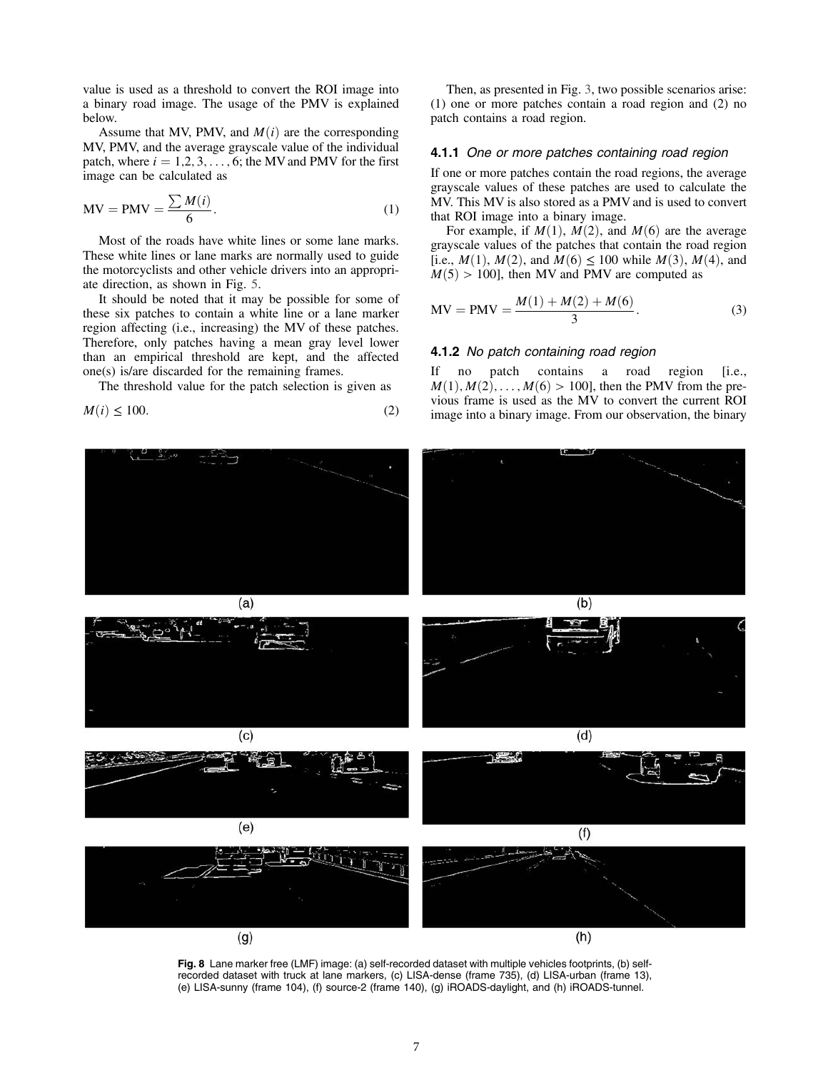value is used as a threshold to convert the ROI image into a binary road image. The usage of the PMV is explained below.

Assume that MV, PMV, and $M(i)$ are the corresponding MV, PMV, and the average grayscale value of the individual patch, where $i = 1,2,3,\ldots,6$; the MV and PMV for the first image can be calculated as

$$\text{MV} = \text{PMV} = \frac{\sum M(i)}{6}. \tag{1}$$

Most of the roads have white lines or some lane marks. These white lines or lane marks are normally used to guide the motorcyclists and other vehicle drivers into an appropriate direction, as shown in Fig. 5.

It should be noted that it may be possible for some of these six patches to contain a white line or a lane marker region affecting (i.e., increasing) the MV of these patches. Therefore, only patches having a mean gray level lower than an empirical threshold are kept, and the affected one(s) is/are discarded for the remaining frames.

The threshold value for the patch selection is given as

$$M(i) \leq 100. \tag{2}$$

Then, as presented in Fig. 3, two possible scenarios arise: (1) one or more patches contain a road region and (2) no patch contains a road region.

### 4.1.1 *One or more patches containing road region*

If one or more patches contain the road regions, the average grayscale values of these patches are used to calculate the MV. This MV is also stored as a PMV and is used to convert that ROI image into a binary image.

For example, if $M(1)$, $M(2)$, and $M(6)$ are the average grayscale values of the patches that contain the road region [i.e., $M(1)$, $M(2)$, and $M(6) \leq 100$ while $M(3)$, $M(4)$, and $M(5) > 100$], then MV and PMV are computed as

$$\text{MV} = \text{PMV} = \frac{M(1) + M(2) + M(6)}{3}. \tag{3}$$

### 4.1.2 *No patch containing road region*

If no patch contains a road region [i.e., $M(1), M(2), \ldots, M(6) > 100$], then the PMV from the previous frame is used as the MV to convert the current ROI image into a binary image. From our observation, the binary

**Fig. 8** Lane marker free (LMF) image: (a) self-recorded dataset with multiple vehicles footprints, (b) self-recorded dataset with truck at lane markers, (c) LISA-dense (frame 735), (d) LISA-urban (frame 13), (e) LISA-sunny (frame 104), (f) source-2 (frame 140), (g) iROADS-daylight, and (h) iROADS-tunnel.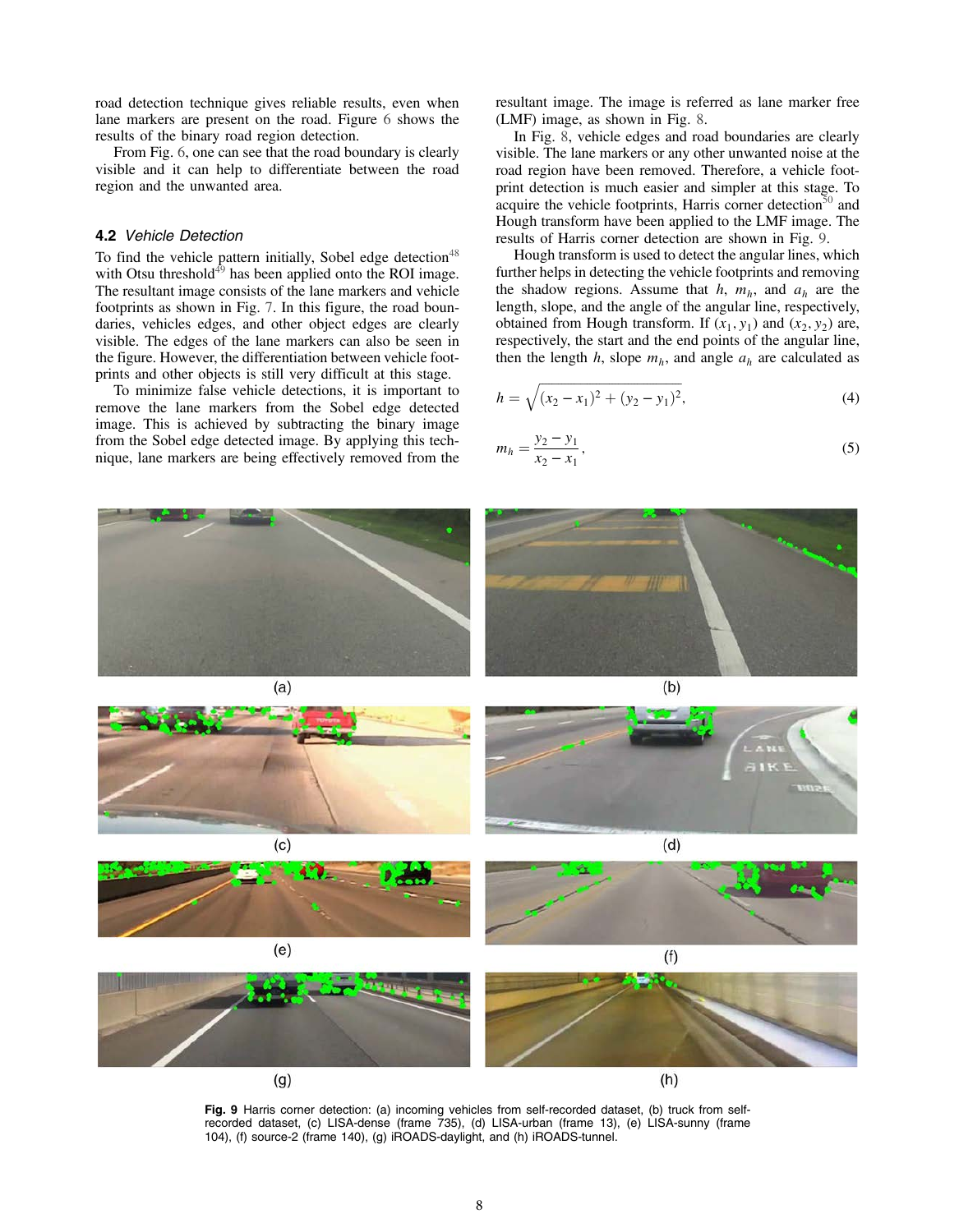road detection technique gives reliable results, even when lane markers are present on the road. Figure 6 shows the results of the binary road region detection.

From Fig. 6, one can see that the road boundary is clearly visible and it can help to differentiate between the road region and the unwanted area.

### 4.2 *Vehicle Detection*

To find the vehicle pattern initially, Sobel edge detection[48] with Otsu threshold[49] has been applied onto the ROI image. The resultant image consists of the lane markers and vehicle footprints as shown in Fig. 7. In this figure, the road boundaries, vehicles edges, and other object edges are clearly visible. The edges of the lane markers can also be seen in the figure. However, the differentiation between vehicle footprints and other objects is still very difficult at this stage.

To minimize false vehicle detections, it is important to remove the lane markers from the Sobel edge detected image. This is achieved by subtracting the binary image from the Sobel edge detected image. By applying this technique, lane markers are being effectively removed from the resultant image. The image is referred as lane marker free (LMF) image, as shown in Fig. 8.

In Fig. 8, vehicle edges and road boundaries are clearly visible. The lane markers or any other unwanted noise at the road region have been removed. Therefore, a vehicle footprint detection is much easier and simpler at this stage. To acquire the vehicle footprints, Harris corner detection[50] and Hough transform have been applied to the LMF image. The results of Harris corner detection are shown in Fig. 9.

Hough transform is used to detect the angular lines, which further helps in detecting the vehicle footprints and removing the shadow regions. Assume that $h$, $m_h$, and $a_h$ are the length, slope, and the angle of the angular line, respectively, obtained from Hough transform. If $(x_1, y_1)$ and $(x_2, y_2)$ are, respectively, the start and the end points of the angular line, then the length $h$, slope $m_h$, and angle $a_h$ are calculated as

$$h = \sqrt{(x_2 - x_1)^2 + (y_2 - y_1)^2}, \tag{4}$$

$$m_h = \frac{y_2 - y_1}{x_2 - x_1}, \tag{5}$$

**Fig. 9** Harris corner detection: (a) incoming vehicles from self-recorded dataset, (b) truck from self-recorded dataset, (c) LISA-dense (frame 735), (d) LISA-urban (frame 13), (e) LISA-sunny (frame 104), (f) source-2 (frame 140), (g) iROADS-daylight, and (h) iROADS-tunnel.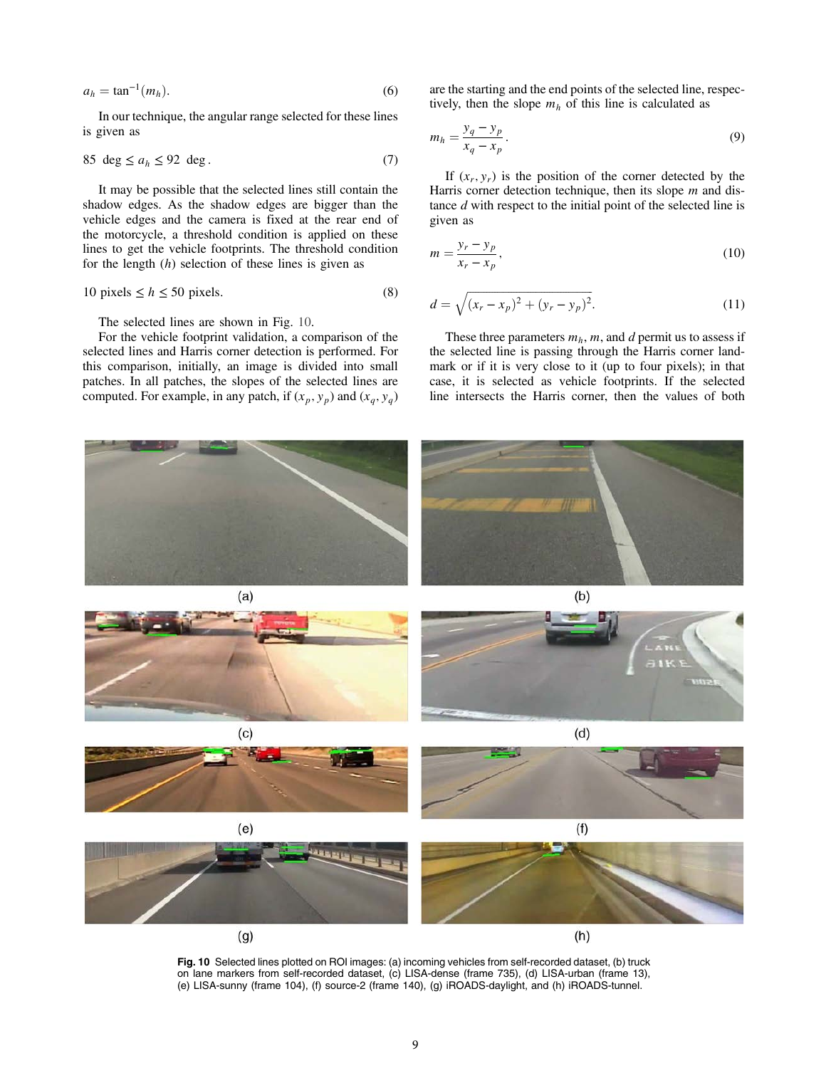$$a_h = \tan^{-1}(m_h). \tag{6}$$

In our technique, the angular range selected for these lines is given as

$$85 \text{ deg} \le a_h \le 92 \text{ deg}. \tag{7}$$

It may be possible that the selected lines still contain the shadow edges. As the shadow edges are bigger than the vehicle edges and the camera is fixed at the rear end of the motorcycle, a threshold condition is applied on these lines to get the vehicle footprints. The threshold condition for the length ($h$) selection of these lines is given as

$$10 \text{ pixels} \le h \le 50 \text{ pixels}. \tag{8}$$

The selected lines are shown in Fig. 10.

For the vehicle footprint validation, a comparison of the selected lines and Harris corner detection is performed. For this comparison, initially, an image is divided into small patches. In all patches, the slopes of the selected lines are computed. For example, in any patch, if $(x_p, y_p)$ and $(x_q, y_q)$ are the starting and the end points of the selected line, respectively, then the slope $m_h$ of this line is calculated as

$$m_h = \frac{y_q - y_p}{x_q - x_p}. \tag{9}$$

If $(x_r, y_r)$ is the position of the corner detected by the Harris corner detection technique, then its slope $m$ and distance $d$ with respect to the initial point of the selected line is given as

$$m = \frac{y_r - y_p}{x_r - x_p}, \tag{10}$$

$$d = \sqrt{(x_r - x_p)^2 + (y_r - y_p)^2}. \tag{11}$$

These three parameters $m_h$, $m$, and $d$ permit us to assess if the selected line is passing through the Harris corner landmark or if it is very close to it (up to four pixels); in that case, it is selected as vehicle footprints. If the selected line intersects the Harris corner, then the values of both

(a) (b) (c) (d) (e) (f) (g) (h)

**Fig. 10** Selected lines plotted on ROI images: (a) incoming vehicles from self-recorded dataset, (b) truck on lane markers from self-recorded dataset, (c) LISA-dense (frame 735), (d) LISA-urban (frame 13), (e) LISA-sunny (frame 104), (f) source-2 (frame 140), (g) iROADS-daylight, and (h) iROADS-tunnel.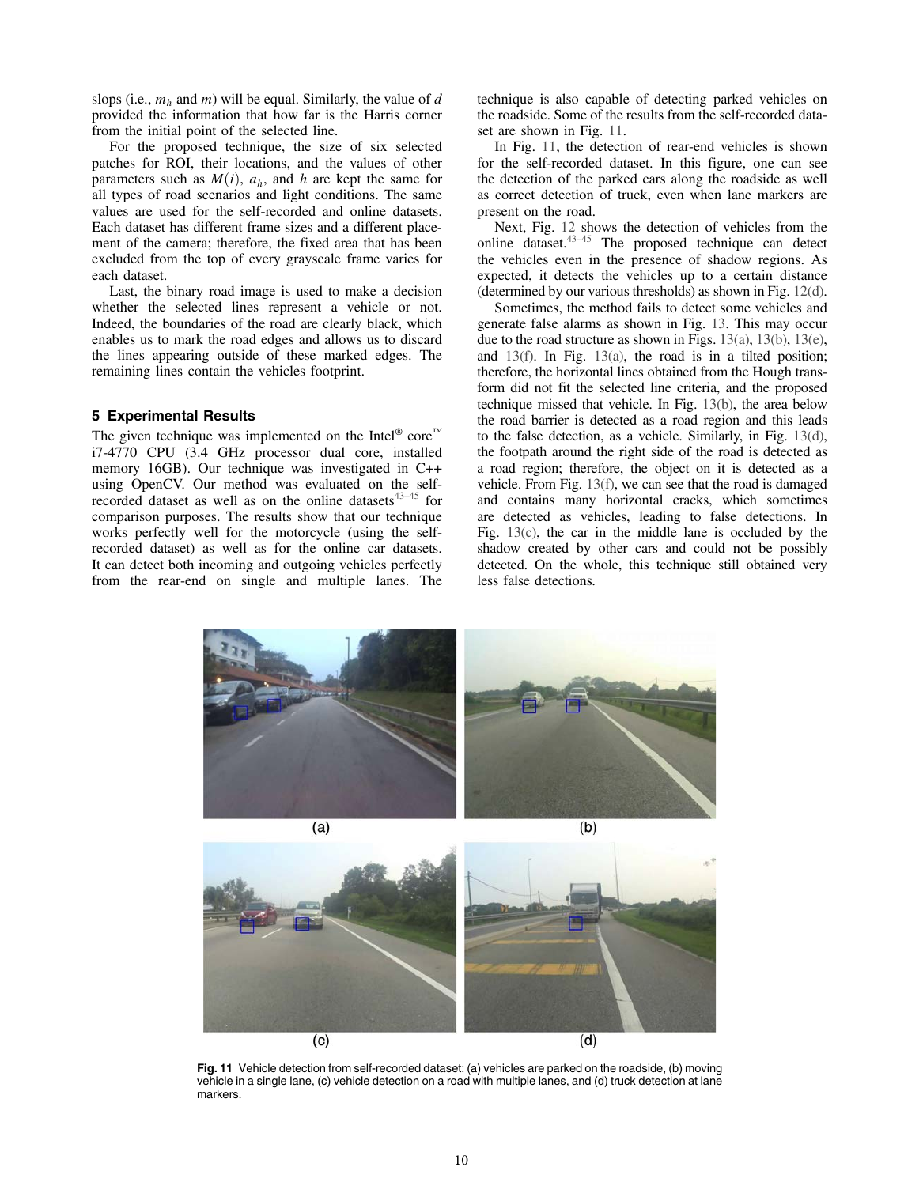slops (i.e., $m_h$ and $m$) will be equal. Similarly, the value of $d$ provided the information that how far is the Harris corner from the initial point of the selected line.

For the proposed technique, the size of six selected patches for ROI, their locations, and the values of other parameters such as $M(i)$, $a_h$, and $h$ are kept the same for all types of road scenarios and light conditions. The same values are used for the self-recorded and online datasets. Each dataset has different frame sizes and a different placement of the camera; therefore, the fixed area that has been excluded from the top of every grayscale frame varies for each dataset.

Last, the binary road image is used to make a decision whether the selected lines represent a vehicle or not. Indeed, the boundaries of the road are clearly black, which enables us to mark the road edges and allows us to discard the lines appearing outside of these marked edges. The remaining lines contain the vehicles footprint.

## 5 Experimental Results

The given technique was implemented on the Intel® core™ i7-4770 CPU (3.4 GHz processor dual core, installed memory 16GB). Our technique was investigated in C++ using OpenCV. Our method was evaluated on the self-recorded dataset as well as on the online datasets[43–45] for comparison purposes. The results show that our technique works perfectly well for the motorcycle (using the self-recorded dataset) as well as for the online car datasets. It can detect both incoming and outgoing vehicles perfectly from the rear-end on single and multiple lanes. The technique is also capable of detecting parked vehicles on the roadside. Some of the results from the self-recorded dataset are shown in Fig. 11.

In Fig. 11, the detection of rear-end vehicles is shown for the self-recorded dataset. In this figure, one can see the detection of the parked cars along the roadside as well as correct detection of truck, even when lane markers are present on the road.

Next, Fig. 12 shows the detection of vehicles from the online dataset.[43–45] The proposed technique can detect the vehicles even in the presence of shadow regions. As expected, it detects the vehicles up to a certain distance (determined by our various thresholds) as shown in Fig. 12(d).

Sometimes, the method fails to detect some vehicles and generate false alarms as shown in Fig. 13. This may occur due to the road structure as shown in Figs. 13(a), 13(b), 13(e), and 13(f). In Fig. 13(a), the road is in a tilted position; therefore, the horizontal lines obtained from the Hough transform did not fit the selected line criteria, and the proposed technique missed that vehicle. In Fig. 13(b), the area below the road barrier is detected as a road region and this leads to the false detection, as a vehicle. Similarly, in Fig. 13(d), the footpath around the right side of the road is detected as a road region; therefore, the object on it is detected as a vehicle. From Fig. 13(f), we can see that the road is damaged and contains many horizontal cracks, which sometimes are detected as vehicles, leading to false detections. In Fig. 13(c), the car in the middle lane is occluded by the shadow created by other cars and could not be possibly detected. On the whole, this technique still obtained very less false detections.

**Fig. 11** Vehicle detection from self-recorded dataset: (a) vehicles are parked on the roadside, (b) moving vehicle in a single lane, (c) vehicle detection on a road with multiple lanes, and (d) truck detection at lane markers.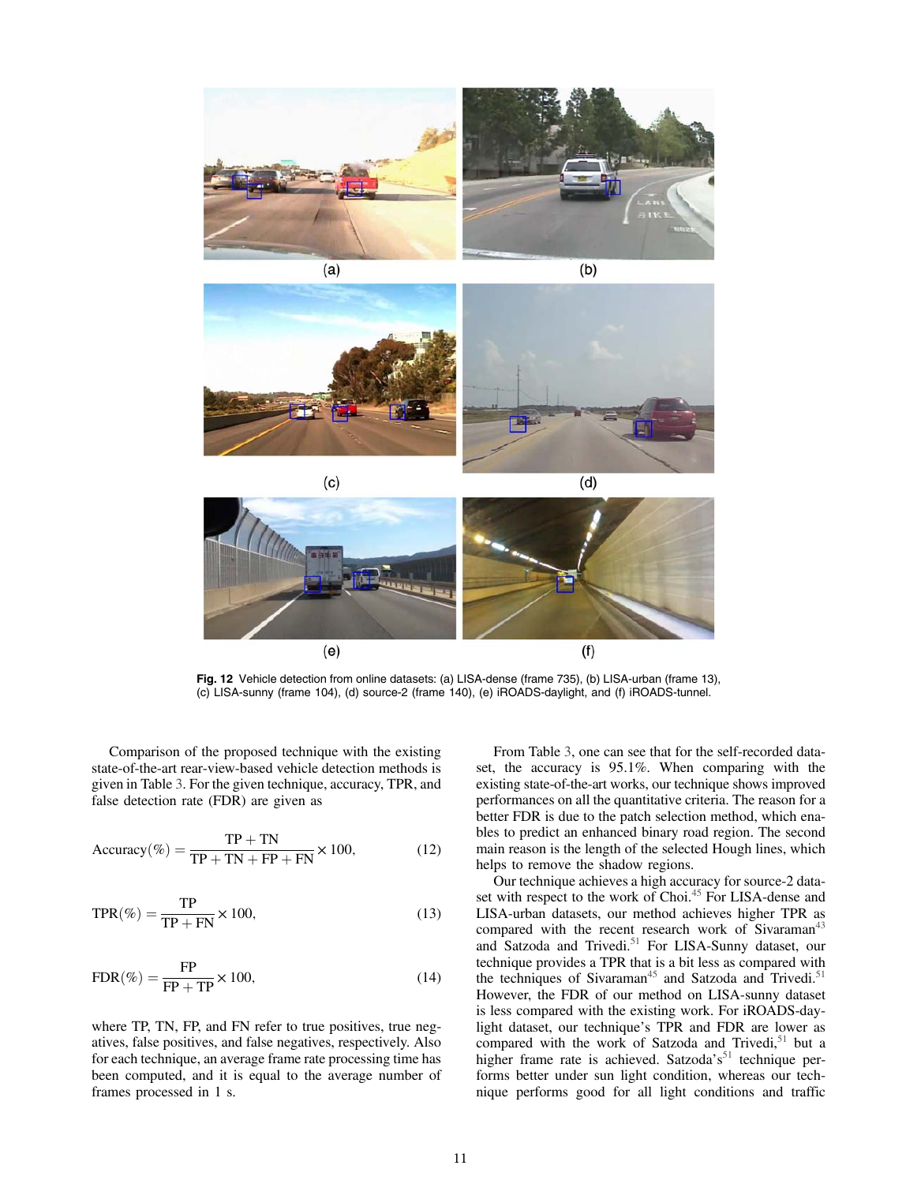Fig. 12 Vehicle detection from online datasets: (a) LISA-dense (frame 735), (b) LISA-urban (frame 13), (c) LISA-sunny (frame 104), (d) source-2 (frame 140), (e) iROADS-daylight, and (f) iROADS-tunnel.

Comparison of the proposed technique with the existing state-of-the-art rear-view-based vehicle detection methods is given in Table 3. For the given technique, accuracy, TPR, and false detection rate (FDR) are given as

$$\text{Accuracy}(\%) = \frac{\text{TP} + \text{TN}}{\text{TP} + \text{TN} + \text{FP} + \text{FN}} \times 100, \tag{12}$$

$$\text{TPR}(\%) = \frac{\text{TP}}{\text{TP} + \text{FN}} \times 100, \tag{13}$$

$$\text{FDR}(\%) = \frac{\text{FP}}{\text{FP} + \text{TP}} \times 100, \tag{14}$$

where TP, TN, FP, and FN refer to true positives, true negatives, false positives, and false negatives, respectively. Also for each technique, an average frame rate processing time has been computed, and it is equal to the average number of frames processed in 1 s.

From Table 3, one can see that for the self-recorded dataset, the accuracy is 95.1%. When comparing with the existing state-of-the-art works, our technique shows improved performances on all the quantitative criteria. The reason for a better FDR is due to the patch selection method, which enables to predict an enhanced binary road region. The second main reason is the length of the selected Hough lines, which helps to remove the shadow regions.

Our technique achieves a high accuracy for source-2 dataset with respect to the work of Choi.[45] For LISA-dense and LISA-urban datasets, our method achieves higher TPR as compared with the recent research work of Sivaraman[43] and Satzoda and Trivedi.[51] For LISA-Sunny dataset, our technique provides a TPR that is a bit less as compared with the techniques of Sivaraman[45] and Satzoda and Trivedi.[51] However, the FDR of our method on LISA-sunny dataset is less compared with the existing work. For iROADS-daylight dataset, our technique's TPR and FDR are lower as compared with the work of Satzoda and Trivedi,[51] but a higher frame rate is achieved. Satzoda's[51] technique performs better under sun light condition, whereas our technique performs good for all light conditions and traffic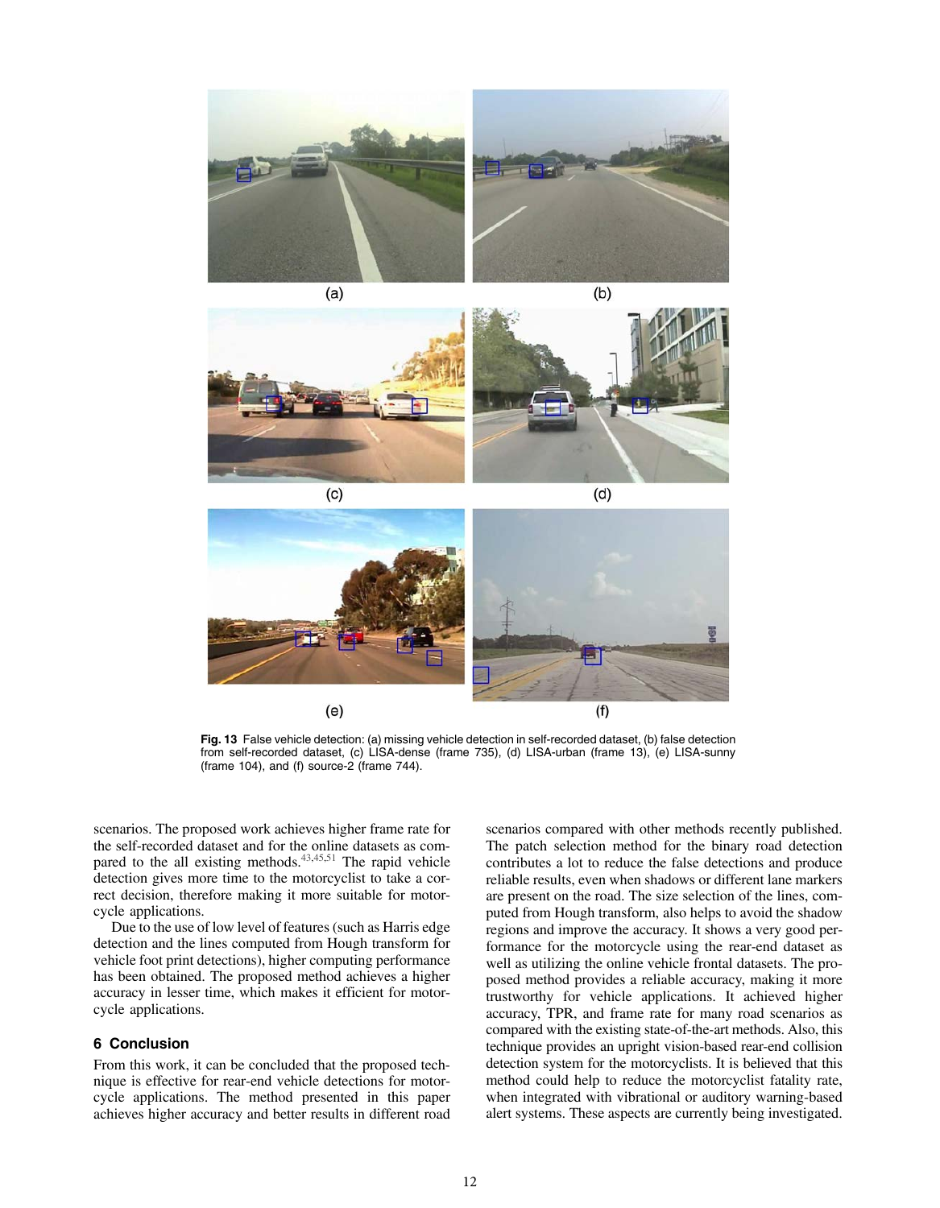Fig. 13 False vehicle detection: (a) missing vehicle detection in self-recorded dataset, (b) false detection from self-recorded dataset, (c) LISA-dense (frame 735), (d) LISA-urban (frame 13), (e) LISA-sunny (frame 104), and (f) source-2 (frame 744).

scenarios. The proposed work achieves higher frame rate for the self-recorded dataset and for the online datasets as compared to the all existing methods.[43,45,51] The rapid vehicle detection gives more time to the motorcyclist to take a correct decision, therefore making it more suitable for motorcycle applications.

Due to the use of low level of features (such as Harris edge detection and the lines computed from Hough transform for vehicle foot print detections), higher computing performance has been obtained. The proposed method achieves a higher accuracy in lesser time, which makes it efficient for motorcycle applications.

## 6 Conclusion

From this work, it can be concluded that the proposed technique is effective for rear-end vehicle detections for motorcycle applications. The method presented in this paper achieves higher accuracy and better results in different road scenarios compared with other methods recently published. The patch selection method for the binary road detection contributes a lot to reduce the false detections and produce reliable results, even when shadows or different lane markers are present on the road. The size selection of the lines, computed from Hough transform, also helps to avoid the shadow regions and improve the accuracy. It shows a very good performance for the motorcycle using the rear-end dataset as well as utilizing the online vehicle frontal datasets. The proposed method provides a reliable accuracy, making it more trustworthy for vehicle applications. It achieved higher accuracy, TPR, and frame rate for many road scenarios as compared with the existing state-of-the-art methods. Also, this technique provides an upright vision-based rear-end collision detection system for the motorcyclists. It is believed that this method could help to reduce the motorcyclist fatality rate, when integrated with vibrational or auditory warning-based alert systems. These aspects are currently being investigated.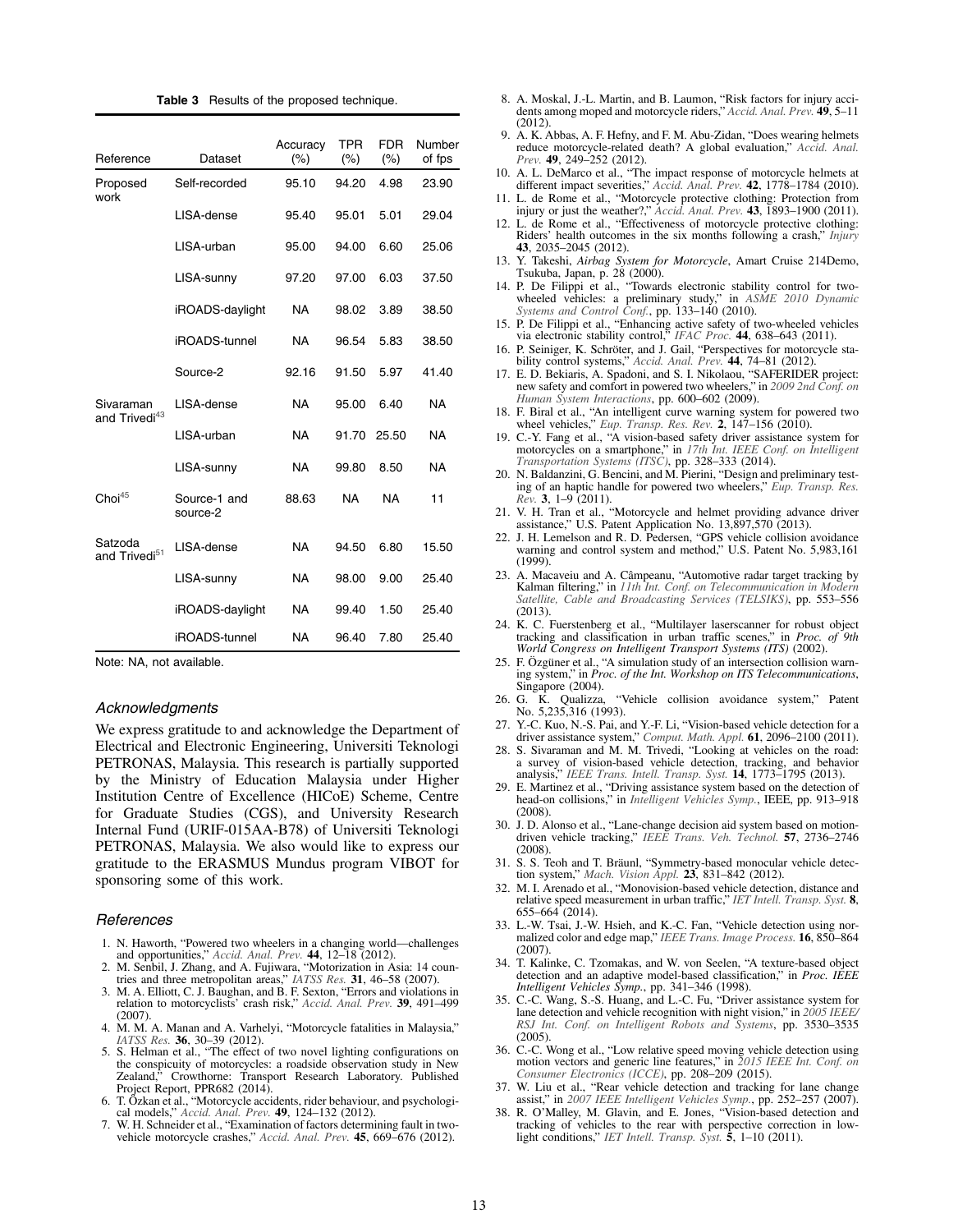**Table 3** Results of the proposed technique.

| Reference | Dataset | Accuracy (%) | TPR (%) | FDR (%) | Number of fps |
|---|---|---|---|---|---|
| Proposed work | Self-recorded | 95.10 | 94.20 | 4.98 | 23.90 |
| | LISA-dense | 95.40 | 95.01 | 5.01 | 29.04 |
| | LISA-urban | 95.00 | 94.00 | 6.60 | 25.06 |
| | LISA-sunny | 97.20 | 97.00 | 6.03 | 37.50 |
| | iROADS-daylight | NA | 98.02 | 3.89 | 38.50 |
| | iROADS-tunnel | NA | 96.54 | 5.83 | 38.50 |
| | Source-2 | 92.16 | 91.50 | 5.97 | 41.40 |
| Sivaraman and Trivedi[43] | LISA-dense | NA | 95.00 | 6.40 | NA |
| | LISA-urban | NA | 91.70 | 25.50 | NA |
| | LISA-sunny | NA | 99.80 | 8.50 | NA |
| Choi[45] | Source-1 and source-2 | 88.63 | NA | NA | 11 |
| Satzoda and Trivedi[51] | LISA-dense | NA | 94.50 | 6.80 | 15.50 |
| | LISA-sunny | NA | 98.00 | 9.00 | 25.40 |
| | iROADS-daylight | NA | 99.40 | 1.50 | 25.40 |
| | iROADS-tunnel | NA | 96.40 | 7.80 | 25.40 |

Note: NA, not available.

## Acknowledgments

We express gratitude to and acknowledge the Department of Electrical and Electronic Engineering, Universiti Teknologi PETRONAS, Malaysia. This research is partially supported by the Ministry of Education Malaysia under Higher Institution Centre of Excellence (HICoE) Scheme, Centre for Graduate Studies (CGS), and University Research Internal Fund (URIF-015AA-B78) of Universiti Teknologi PETRONAS, Malaysia. We also would like to express our gratitude to the ERASMUS Mundus program VIBOT for sponsoring some of this work.

## References

1. N. Haworth, "Powered two wheelers in a changing world—challenges and opportunities," *Accid. Anal. Prev.* **44**, 12–18 (2012).
2. M. Senbil, J. Zhang, and A. Fujiwara, "Motorization in Asia: 14 countries and three metropolitan areas," *IATSS Res.* **31**, 46–58 (2007).
3. M. A. Elliott, C. J. Baughan, and B. F. Sexton, "Errors and violations in relation to motorcyclists' crash risk," *Accid. Anal. Prev.* **39**, 491–499 (2007).
4. M. M. A. Manan and A. Varhelyi, "Motorcycle fatalities in Malaysia," *IATSS Res.* **36**, 30–39 (2012).
5. S. Helman et al., "The effect of two novel lighting configurations on the conspicuity of motorcycles: a roadside observation study in New Zealand," Crowthorne: Transport Research Laboratory. Published Project Report, PPR682 (2014).
6. T. Özkan et al., "Motorcycle accidents, rider behaviour, and psychological models," *Accid. Anal. Prev.* **49**, 124–132 (2012).
7. W. H. Schneider et al., "Examination of factors determining fault in two-vehicle motorcycle crashes," *Accid. Anal. Prev.* **45**, 669–676 (2012).
8. A. Moskal, J.-L. Martin, and B. Laumon, "Risk factors for injury accidents among moped and motorcycle riders," *Accid. Anal. Prev.* **49**, 5–11 (2012).
9. A. K. Abbas, A. F. Hefny, and F. M. Abu-Zidan, "Does wearing helmets reduce motorcycle-related death? A global evaluation," *Accid. Anal. Prev.* **49**, 249–252 (2012).
10. A. L. DeMarco et al., "The impact response of motorcycle helmets at different impact severities," *Accid. Anal. Prev.* **42**, 1778–1784 (2010).
11. L. de Rome et al., "Motorcycle protective clothing: Protection from injury or just the weather?," *Accid. Anal. Prev.* **43**, 1893–1900 (2011).
12. L. de Rome et al., "Effectiveness of motorcycle protective clothing: Riders' health outcomes in the six months following a crash," *Injury* **43**, 2035–2045 (2012).
13. Y. Takeshi, *Airbag System for Motorcycle*, Amart Cruise 214Demo, Tsukuba, Japan, p. 28 (2000).
14. P. De Filippi et al., "Towards electronic stability control for two-wheeled vehicles: a preliminary study," in *ASME 2010 Dynamic Systems and Control Conf.*, pp. 133–140 (2010).
15. P. De Filippi et al., "Enhancing active safety of two-wheeled vehicles via electronic stability control," *IFAC Proc.* **44**, 638–643 (2011).
16. P. Seiniger, K. Schröter, and J. Gail, "Perspectives for motorcycle stability control systems," *Accid. Anal. Prev.* **44**, 74–81 (2012).
17. E. D. Bekiaris, A. Spadoni, and S. I. Nikolaou, "SAFERIDER project: new safety and comfort in powered two wheelers," in *2009 2nd Conf. on Human System Interactions*, pp. 600–602 (2009).
18. F. Biral et al., "An intelligent curve warning system for powered two wheel vehicles," *Eup. Transp. Res. Rev.* **2**, 147–156 (2010).
19. C.-Y. Fang et al., "A vision-based safety driver assistance system for motorcycles on a smartphone," in *17th Int. IEEE Conf. on Intelligent Transportation Systems (ITSC)*, pp. 328–333 (2014).
20. N. Baldanzini, G. Bencini, and M. Pierini, "Design and preliminary testing of an haptic handle for powered two wheelers," *Eup. Transp. Res. Rev.* **3**, 1–9 (2011).
21. V. H. Tran et al., "Motorcycle and helmet providing advance driver assistance," U.S. Patent Application No. 13,897,570 (2013).
22. J. H. Lemelson and R. D. Pedersen, "GPS vehicle collision avoidance warning and control system and method," U.S. Patent No. 5,983,161 (1999).
23. A. Macaveiu and A. Câmpeanu, "Automotive radar target tracking by Kalman filtering," in *11th Int. Conf. on Telecommunication in Modern Satellite, Cable and Broadcasting Services (TELSIKS)*, pp. 553–556 (2013).
24. K. C. Fuerstenberg et al., "Multilayer laserscanner for robust object tracking and classification in urban traffic scenes," in *Proc. of 9th World Congress on Intelligent Transport Systems (ITS)* (2002).
25. F. Özgüner et al., "A simulation study of an intersection collision warning system," in *Proc. of the Int. Workshop on ITS Telecommunications*, Singapore (2004).
26. G. K. Qualizza, "Vehicle collision avoidance system," Patent No. 5,235,316 (1993).
27. Y.-C. Kuo, N.-S. Pai, and Y.-F. Li, "Vision-based vehicle detection for a driver assistance system," *Comput. Math. Appl.* **61**, 2096–2100 (2011).
28. S. Sivaraman and M. M. Trivedi, "Looking at vehicles on the road: a survey of vision-based vehicle detection, tracking, and behavior analysis," *IEEE Trans. Intell. Transp. Syst.* **14**, 1773–1795 (2013).
29. E. Martinez et al., "Driving assistance system based on the detection of head-on collisions," in *Intelligent Vehicles Symp.*, IEEE, pp. 913–918 (2008).
30. J. D. Alonso et al., "Lane-change decision aid system based on motion-driven vehicle tracking," *IEEE Trans. Veh. Technol.* **57**, 2736–2746 (2008).
31. S. S. Teoh and T. Bräunl, "Symmetry-based monocular vehicle detection system," *Mach. Vision Appl.* **23**, 831–842 (2012).
32. M. I. Arenado et al., "Monovision-based vehicle detection, distance and relative speed measurement in urban traffic," *IET Intell. Transp. Syst.* **8**, 655–664 (2014).
33. L.-W. Tsai, J.-W. Hsieh, and K.-C. Fan, "Vehicle detection using normalized color and edge map," *IEEE Trans. Image Process.* **16**, 850–864 (2007).
34. T. Kalinke, C. Tzomakas, and W. von Seelen, "A texture-based object detection and an adaptive model-based classification," in *Proc. IEEE Intelligent Vehicles Symp.*, pp. 341–346 (1998).
35. C.-C. Wang, S.-S. Huang, and L.-C. Fu, "Driver assistance system for lane detection and vehicle recognition with night vision," in *2005 IEEE/RSJ Int. Conf. on Intelligent Robots and Systems*, pp. 3530–3535 (2005).
36. C.-C. Wong et al., "Low relative speed moving vehicle detection using motion vectors and generic line features," in *2015 IEEE Int. Conf. on Consumer Electronics (ICCE)*, pp. 208–209 (2015).
37. W. Liu et al., "Rear vehicle detection and tracking for lane change assist," in *2007 IEEE Intelligent Vehicles Symp.*, pp. 252–257 (2007).
38. R. O'Malley, M. Glavin, and E. Jones, "Vision-based detection and tracking of vehicles to the rear with perspective correction in low-light conditions," *IET Intell. Transp. Syst.* **5**, 1–10 (2011).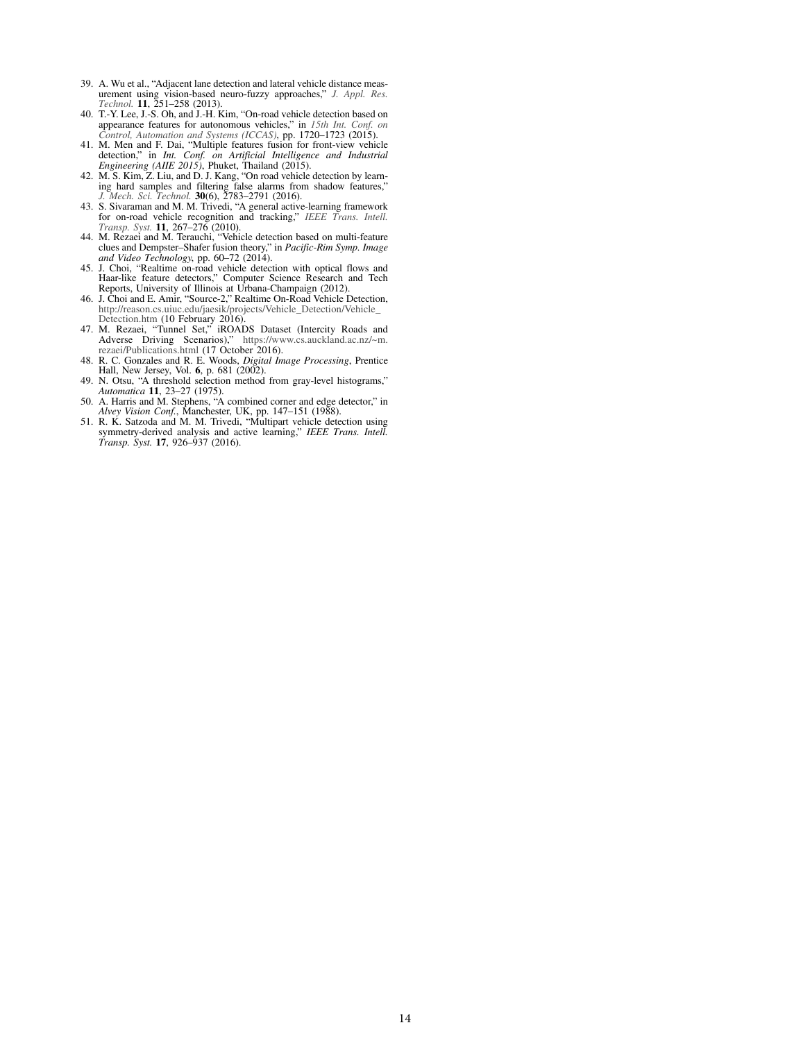39. A. Wu et al., “Adjacent lane detection and lateral vehicle distance measurement using vision-based neuro-fuzzy approaches,” *J. Appl. Res. Technol.* **11**, 251–258 (2013).
40. T.-Y. Lee, J.-S. Oh, and J.-H. Kim, “On-road vehicle detection based on appearance features for autonomous vehicles,” in *15th Int. Conf. on Control, Automation and Systems (ICCAS)*, pp. 1720–1723 (2015).
41. M. Men and F. Dai, “Multiple features fusion for front-view vehicle detection,” in *Int. Conf. on Artificial Intelligence and Industrial Engineering (AIIE 2015)*, Phuket, Thailand (2015).
42. M. S. Kim, Z. Liu, and D. J. Kang, “On road vehicle detection by learning hard samples and filtering false alarms from shadow features,” *J. Mech. Sci. Technol.* **30**(6), 2783–2791 (2016).
43. S. Sivaraman and M. M. Trivedi, “A general active-learning framework for on-road vehicle recognition and tracking,” *IEEE Trans. Intell. Transp. Syst.* **11**, 267–276 (2010).
44. M. Rezaei and M. Terauchi, “Vehicle detection based on multi-feature clues and Dempster–Shafer fusion theory,” in *Pacific-Rim Symp. Image and Video Technology*, pp. 60–72 (2014).
45. J. Choi, “Realtime on-road vehicle detection with optical flows and Haar-like feature detectors,” Computer Science Research and Tech Reports, University of Illinois at Urbana-Champaign (2012).
46. J. Choi and E. Amir, “Source-2,” Realtime On-Road Vehicle Detection, http://reason.cs.uiuc.edu/jaesik/projects/Vehicle_Detection/Vehicle_Detection.htm (10 February 2016).
47. M. Rezaei, “Tunnel Set,” iROADS Dataset (Intercity Roads and Adverse Driving Scenarios),” https://www.cs.auckland.ac.nz/~m.rezaei/Publications.html (17 October 2016).
48. R. C. Gonzales and R. E. Woods, *Digital Image Processing*, Prentice Hall, New Jersey, Vol. **6**, p. 681 (2002).
49. N. Otsu, “A threshold selection method from gray-level histograms,” *Automatica* **11**, 23–27 (1975).
50. A. Harris and M. Stephens, “A combined corner and edge detector,” in *Alvey Vision Conf.*, Manchester, UK, pp. 147–151 (1988).
51. R. K. Satzoda and M. M. Trivedi, “Multipart vehicle detection using symmetry-derived analysis and active learning,” *IEEE Trans. Intell. Transp. Syst.* **17**, 926–937 (2016).